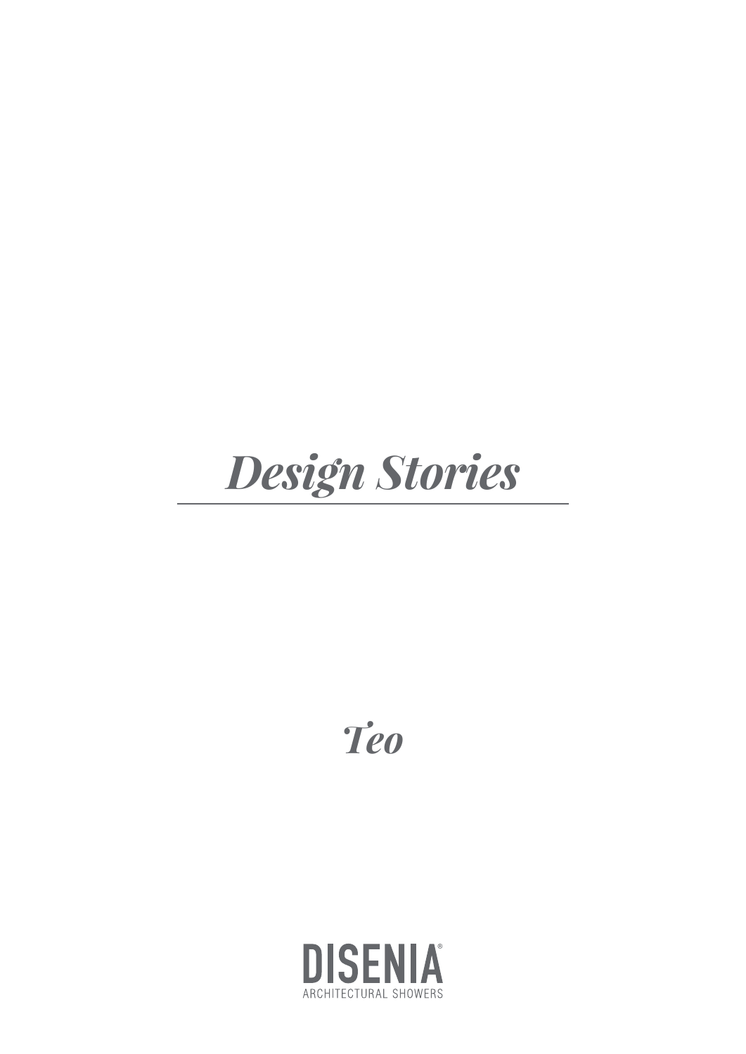# *Design Stories*

## *Teo*

DISENIA®

ARCHITECTURAL SHOWERS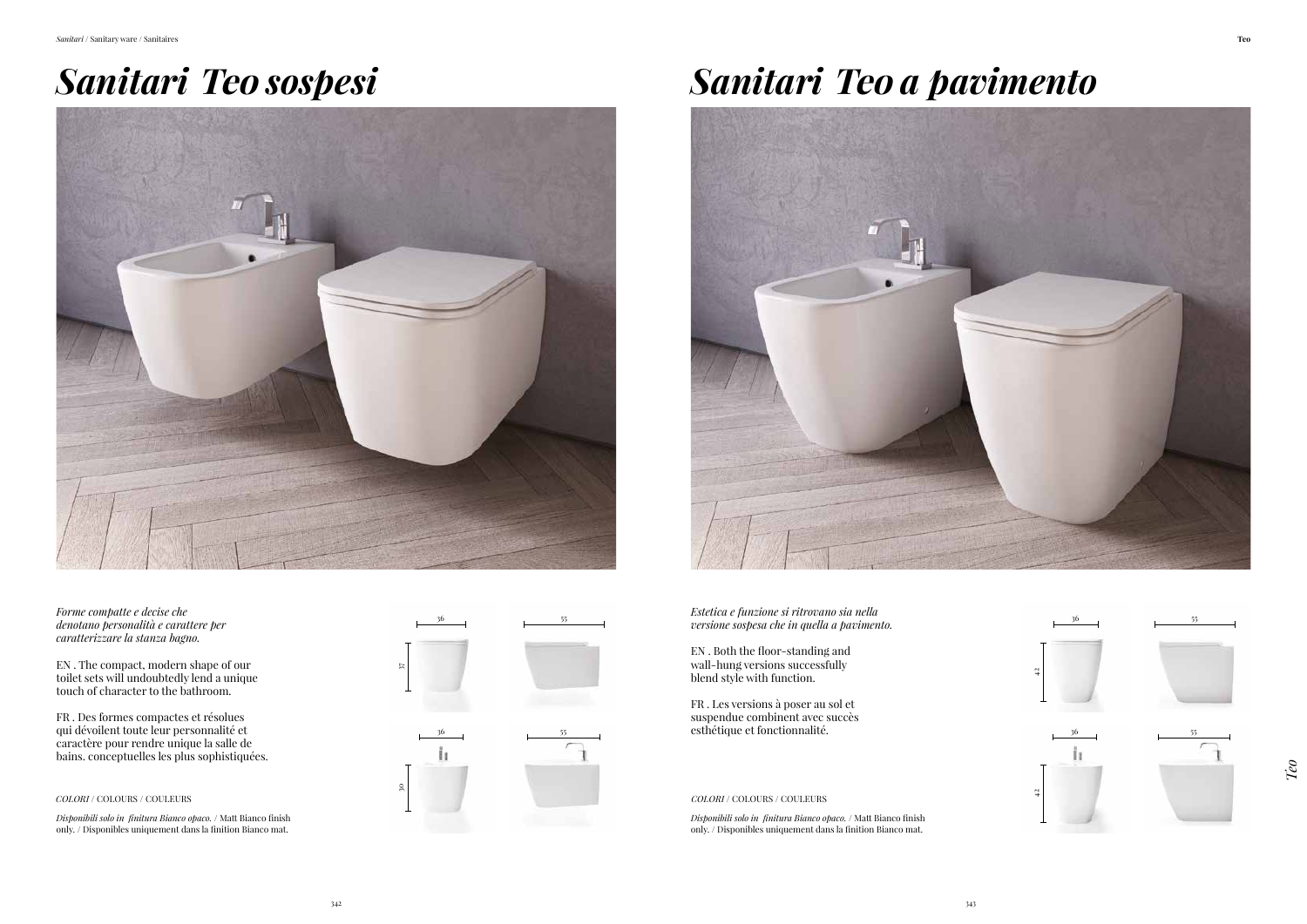# *Sanitari Teo sospesi*

*Forme compatte e decise che denotano personalità e carattere per caratterizzare la stanza bagno.*

EN . The compact, modern shape of our toilet sets will undoubtedly lend a unique touch of character to the bathroom.

FR . Des formes compactes et résolues qui dévoilent toute leur personnalité et caractère pour rendre unique la salle de bains. conceptuelles les plus sophistiquées.

*COLORI* / COLOURS / COULEURS

*Disponibili solo in finitura Bianco opaco.* / Matt Bianco finish only. / Disponibles uniquement dans la finition Bianco mat.

36 — 55 — 37

36 — 55 — 30

# *Sanitari Teo a pavimento*

*Estetica e funzione si ritrovano sia nella versione sospesa che in quella a pavimento.*

EN . Both the floor-standing and wall-hung versions successfully blend style with function.

FR . Les versions à poser au sol et suspendue combinent avec succès esthétique et fonctionnalité.

*COLORI* / COLOURS / COULEURS

*Disponibili solo in finitura Bianco opaco.* / Matt Bianco finish only. / Disponibles uniquement dans la finition Bianco mat.

36 — 55 — 42

36 — 55 — 42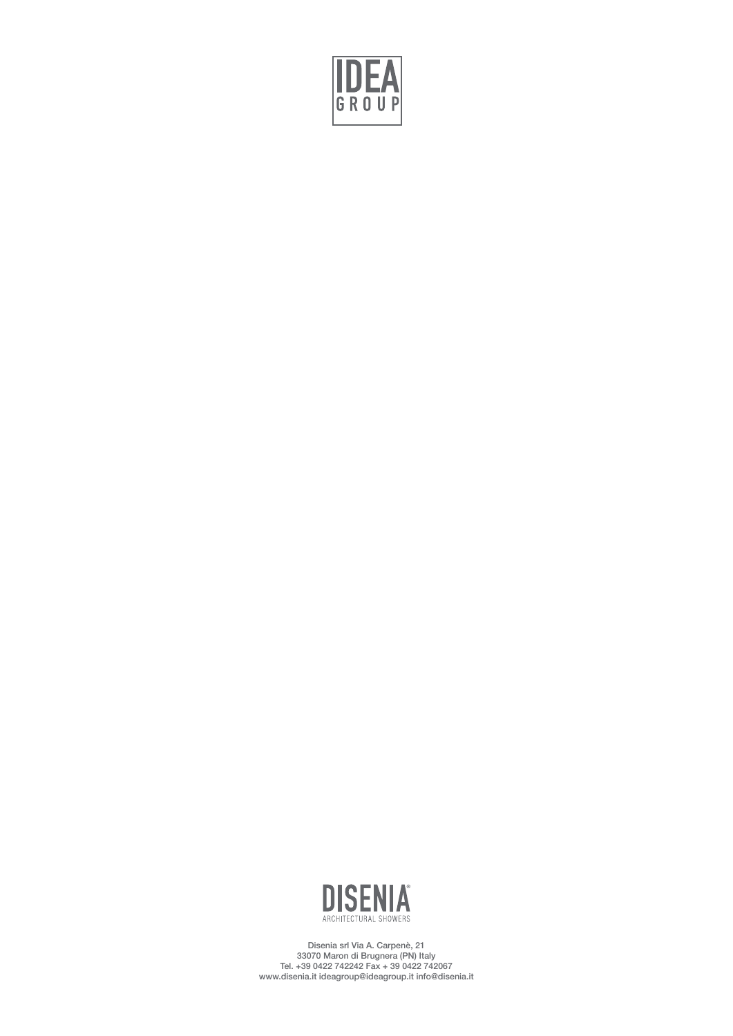IDEA
GROUP

DISENIA®
ARCHITECTURAL SHOWERS

Disenia srl Via A. Carpenè, 21
33070 Maron di Brugnera (PN) Italy
Tel. +39 0422 742242 Fax + 39 0422 742067
www.disenia.it ideagroup@ideagroup.it info@disenia.it